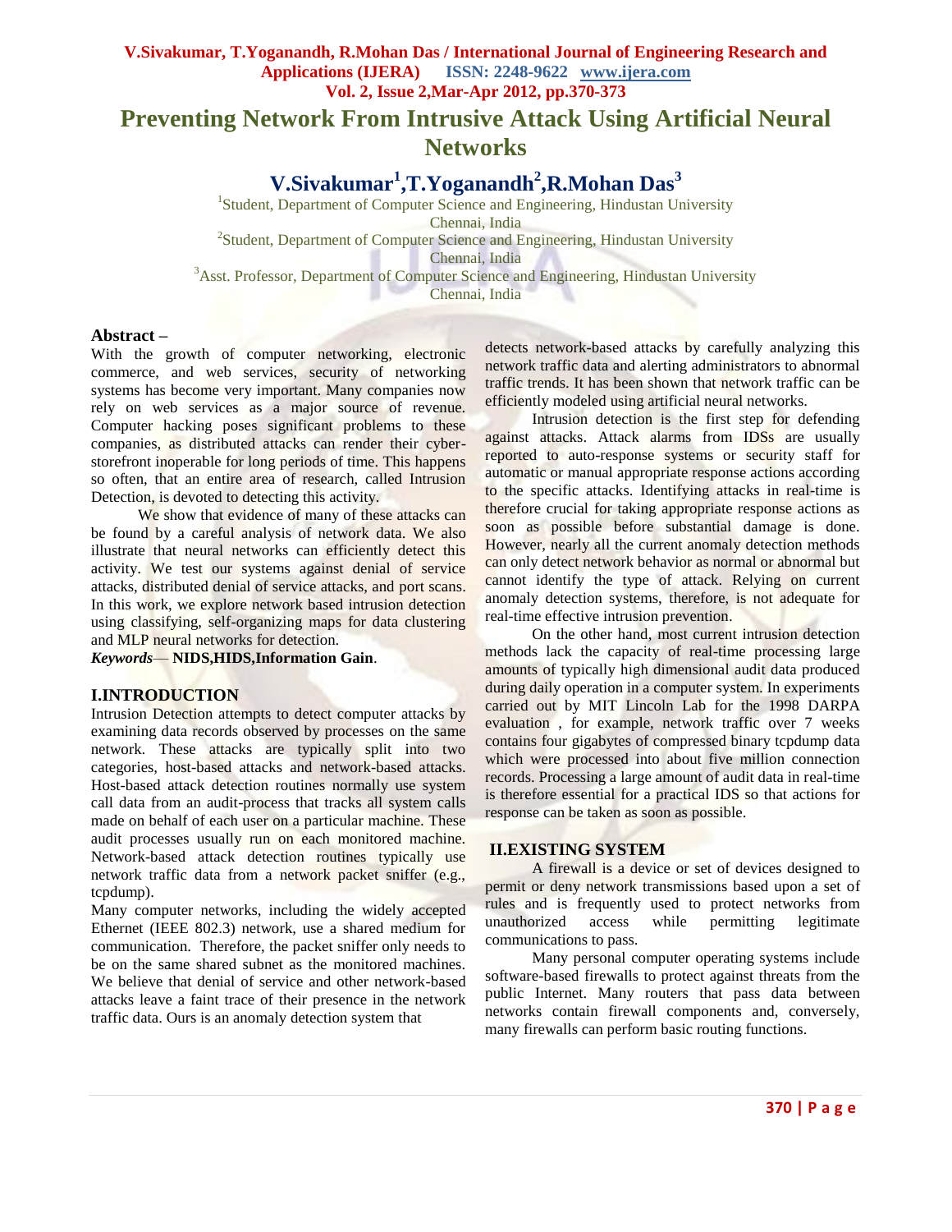# Preventing Network From Intrusive Attack Using Artificial Neural Networks

**V.Sivakumar[1],T.Yoganandh[2],R.Mohan Das[3]**

[1]Student, Department of Computer Science and Engineering, Hindustan University Chennai, India

[2]Student, Department of Computer Science and Engineering, Hindustan University Chennai, India

[3]Asst. Professor, Department of Computer Science and Engineering, Hindustan University Chennai, India

**Abstract –**

With the growth of computer networking, electronic commerce, and web services, security of networking systems has become very important. Many companies now rely on web services as a major source of revenue. Computer hacking poses significant problems to these companies, as distributed attacks can render their cyber-storefront inoperable for long periods of time. This happens so often, that an entire area of research, called Intrusion Detection, is devoted to detecting this activity.

We show that evidence of many of these attacks can be found by a careful analysis of network data. We also illustrate that neural networks can efficiently detect this activity. We test our systems against denial of service attacks, distributed denial of service attacks, and port scans. In this work, we explore network based intrusion detection using classifying, self-organizing maps for data clustering and MLP neural networks for detection.

***Keywords*— NIDS,HIDS,Information Gain**.

## I.INTRODUCTION

Intrusion Detection attempts to detect computer attacks by examining data records observed by processes on the same network. These attacks are typically split into two categories, host-based attacks and network-based attacks. Host-based attack detection routines normally use system call data from an audit-process that tracks all system calls made on behalf of each user on a particular machine. These audit processes usually run on each monitored machine. Network-based attack detection routines typically use network traffic data from a network packet sniffer (e.g., tcpdump).

Many computer networks, including the widely accepted Ethernet (IEEE 802.3) network, use a shared medium for communication. Therefore, the packet sniffer only needs to be on the same shared subnet as the monitored machines. We believe that denial of service and other network-based attacks leave a faint trace of their presence in the network traffic data. Ours is an anomaly detection system that detects network-based attacks by carefully analyzing this network traffic data and alerting administrators to abnormal traffic trends. It has been shown that network traffic can be efficiently modeled using artificial neural networks.

Intrusion detection is the first step for defending against attacks. Attack alarms from IDSs are usually reported to auto-response systems or security staff for automatic or manual appropriate response actions according to the specific attacks. Identifying attacks in real-time is therefore crucial for taking appropriate response actions as soon as possible before substantial damage is done. However, nearly all the current anomaly detection methods can only detect network behavior as normal or abnormal but cannot identify the type of attack. Relying on current anomaly detection systems, therefore, is not adequate for real-time effective intrusion prevention.

On the other hand, most current intrusion detection methods lack the capacity of real-time processing large amounts of typically high dimensional audit data produced during daily operation in a computer system. In experiments carried out by MIT Lincoln Lab for the 1998 DARPA evaluation , for example, network traffic over 7 weeks contains four gigabytes of compressed binary tcpdump data which were processed into about five million connection records. Processing a large amount of audit data in real-time is therefore essential for a practical IDS so that actions for response can be taken as soon as possible.

## II.EXISTING SYSTEM

A firewall is a device or set of devices designed to permit or deny network transmissions based upon a set of rules and is frequently used to protect networks from unauthorized access while permitting legitimate communications to pass.

Many personal computer operating systems include software-based firewalls to protect against threats from the public Internet. Many routers that pass data between networks contain firewall components and, conversely, many firewalls can perform basic routing functions.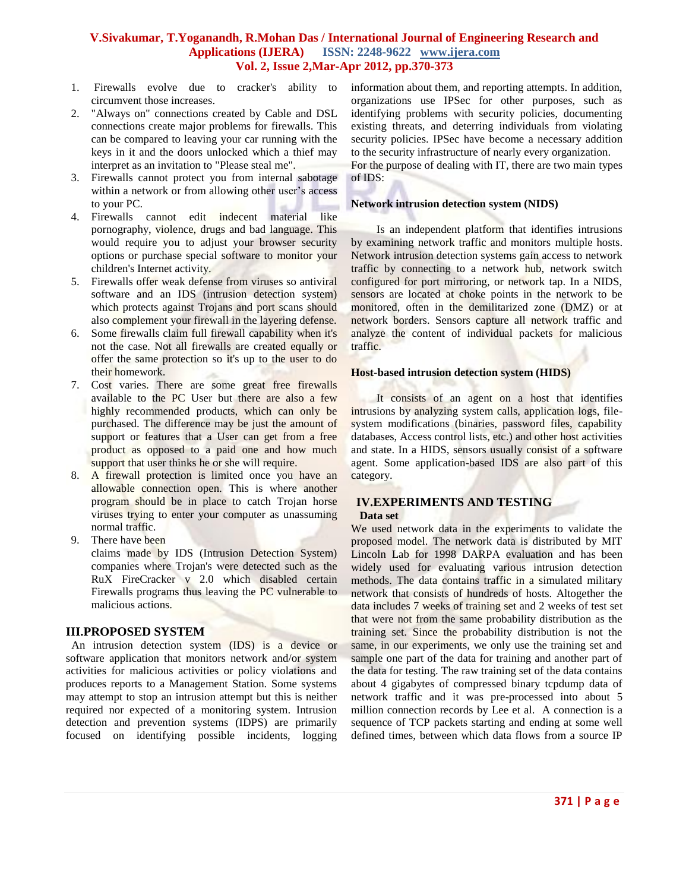1. Firewalls evolve due to cracker's ability to circumvent those increases.
2. "Always on" connections created by Cable and DSL connections create major problems for firewalls. This can be compared to leaving your car running with the keys in it and the doors unlocked which a thief may interpret as an invitation to "Please steal me".
3. Firewalls cannot protect you from internal sabotage within a network or from allowing other user's access to your PC.
4. Firewalls cannot edit indecent material like pornography, violence, drugs and bad language. This would require you to adjust your browser security options or purchase special software to monitor your children's Internet activity.
5. Firewalls offer weak defense from viruses so antiviral software and an IDS (intrusion detection system) which protects against Trojans and port scans should also complement your firewall in the layering defense.
6. Some firewalls claim full firewall capability when it's not the case. Not all firewalls are created equally or offer the same protection so it's up to the user to do their homework.
7. Cost varies. There are some great free firewalls available to the PC User but there are also a few highly recommended products, which can only be purchased. The difference may be just the amount of support or features that a User can get from a free product as opposed to a paid one and how much support that user thinks he or she will require.
8. A firewall protection is limited once you have an allowable connection open. This is where another program should be in place to catch Trojan horse viruses trying to enter your computer as unassuming normal traffic.
9. There have been claims made by IDS (Intrusion Detection System) companies where Trojan's were detected such as the RuX FireCracker v 2.0 which disabled certain Firewalls programs thus leaving the PC vulnerable to malicious actions.

## III.PROPOSED SYSTEM

An intrusion detection system (IDS) is a device or software application that monitors network and/or system activities for malicious activities or policy violations and produces reports to a Management Station. Some systems may attempt to stop an intrusion attempt but this is neither required nor expected of a monitoring system. Intrusion detection and prevention systems (IDPS) are primarily focused on identifying possible incidents, logging information about them, and reporting attempts. In addition, organizations use IPSec for other purposes, such as identifying problems with security policies, documenting existing threats, and deterring individuals from violating security policies. IPSec have become a necessary addition to the security infrastructure of nearly every organization.
For the purpose of dealing with IT, there are two main types of IDS:

**Network intrusion detection system (NIDS)**

Is an independent platform that identifies intrusions by examining network traffic and monitors multiple hosts. Network intrusion detection systems gain access to network traffic by connecting to a network hub, network switch configured for port mirroring, or network tap. In a NIDS, sensors are located at choke points in the network to be monitored, often in the demilitarized zone (DMZ) or at network borders. Sensors capture all network traffic and analyze the content of individual packets for malicious traffic.

**Host-based intrusion detection system (HIDS)**

It consists of an agent on a host that identifies intrusions by analyzing system calls, application logs, file-system modifications (binaries, password files, capability databases, Access control lists, etc.) and other host activities and state. In a HIDS, sensors usually consist of a software agent. Some application-based IDS are also part of this category.

## IV.EXPERIMENTS AND TESTING

**Data set**

We used network data in the experiments to validate the proposed model. The network data is distributed by MIT Lincoln Lab for 1998 DARPA evaluation and has been widely used for evaluating various intrusion detection methods. The data contains traffic in a simulated military network that consists of hundreds of hosts. Altogether the data includes 7 weeks of training set and 2 weeks of test set that were not from the same probability distribution as the training set. Since the probability distribution is not the same, in our experiments, we only use the training set and sample one part of the data for training and another part of the data for testing. The raw training set of the data contains about 4 gigabytes of compressed binary tcpdump data of network traffic and it was pre-processed into about 5 million connection records by Lee et al. A connection is a sequence of TCP packets starting and ending at some well defined times, between which data flows from a source IP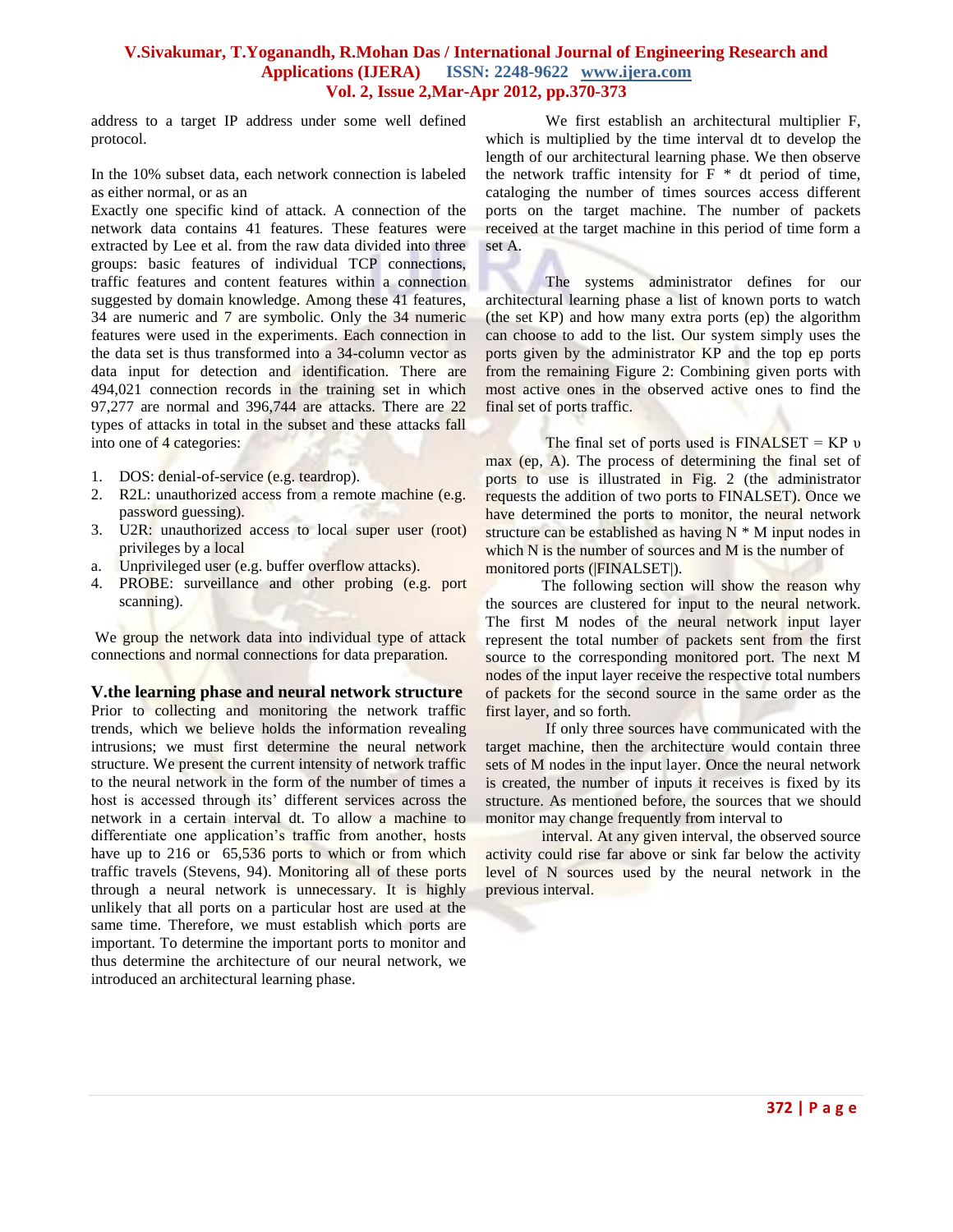address to a target IP address under some well defined protocol.

In the 10% subset data, each network connection is labeled as either normal, or as an

Exactly one specific kind of attack. A connection of the network data contains 41 features. These features were extracted by Lee et al. from the raw data divided into three groups: basic features of individual TCP connections, traffic features and content features within a connection suggested by domain knowledge. Among these 41 features, 34 are numeric and 7 are symbolic. Only the 34 numeric features were used in the experiments. Each connection in the data set is thus transformed into a 34-column vector as data input for detection and identification. There are 494,021 connection records in the training set in which 97,277 are normal and 396,744 are attacks. There are 22 types of attacks in total in the subset and these attacks fall into one of 4 categories:

1. DOS: denial-of-service (e.g. teardrop).
2. R2L: unauthorized access from a remote machine (e.g. password guessing).
3. U2R: unauthorized access to local super user (root) privileges by a local
   a. Unprivileged user (e.g. buffer overflow attacks).
4. PROBE: surveillance and other probing (e.g. port scanning).

We group the network data into individual type of attack connections and normal connections for data preparation.

## V.the learning phase and neural network structure

Prior to collecting and monitoring the network traffic trends, which we believe holds the information revealing intrusions; we must first determine the neural network structure. We present the current intensity of network traffic to the neural network in the form of the number of times a host is accessed through its' different services across the network in a certain interval dt. To allow a machine to differentiate one application's traffic from another, hosts have up to 216 or 65,536 ports to which or from which traffic travels (Stevens, 94). Monitoring all of these ports through a neural network is unnecessary. It is highly unlikely that all ports on a particular host are used at the same time. Therefore, we must establish which ports are important. To determine the important ports to monitor and thus determine the architecture of our neural network, we introduced an architectural learning phase.

We first establish an architectural multiplier F, which is multiplied by the time interval dt to develop the length of our architectural learning phase. We then observe the network traffic intensity for F * dt period of time, cataloging the number of times sources access different ports on the target machine. The number of packets received at the target machine in this period of time form a set A.

The systems administrator defines for our architectural learning phase a list of known ports to watch (the set KP) and how many extra ports (ep) the algorithm can choose to add to the list. Our system simply uses the ports given by the administrator KP and the top ep ports from the remaining Figure 2: Combining given ports with most active ones in the observed active ones to find the final set of ports traffic.

The final set of ports used is FINALSET = KP υ max (ep, A). The process of determining the final set of ports to use is illustrated in Fig. 2 (the administrator requests the addition of two ports to FINALSET). Once we have determined the ports to monitor, the neural network structure can be established as having N * M input nodes in which N is the number of sources and M is the number of monitored ports (|FINALSET|).

The following section will show the reason why the sources are clustered for input to the neural network. The first M nodes of the neural network input layer represent the total number of packets sent from the first source to the corresponding monitored port. The next M nodes of the input layer receive the respective total numbers of packets for the second source in the same order as the first layer, and so forth.

If only three sources have communicated with the target machine, then the architecture would contain three sets of M nodes in the input layer. Once the neural network is created, the number of inputs it receives is fixed by its structure. As mentioned before, the sources that we should monitor may change frequently from interval to

interval. At any given interval, the observed source activity could rise far above or sink far below the activity level of N sources used by the neural network in the previous interval.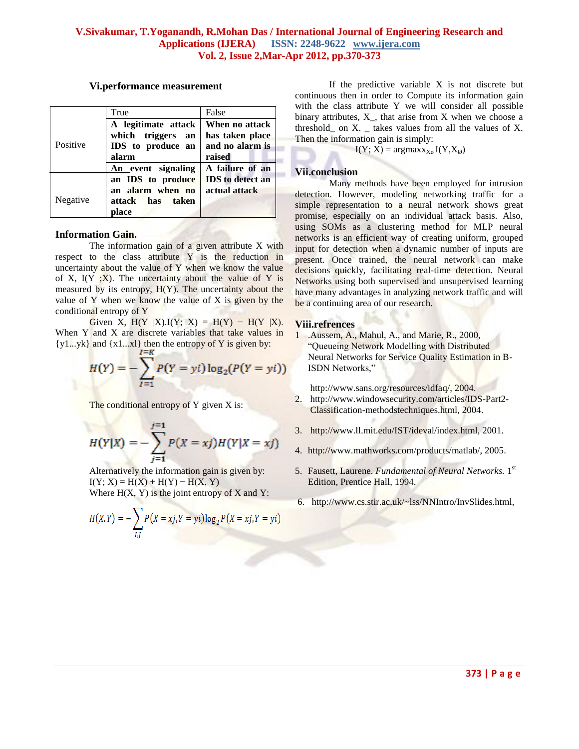## Vi.performance measurement

| | True | False |
|---|---|---|
| Positive | **A legitimate attack which triggers an IDS to produce an alarm** | **When no attack has taken place and no alarm is raised** |
| Negative | **An event signaling an IDS to produce an alarm when no attack has taken place** | **A failure of an IDS to detect an actual attack** |

### Information Gain.

The information gain of a given attribute X with respect to the class attribute Y is the reduction in uncertainty about the value of Y when we know the value of X, I(Y ;X). The uncertainty about the value of Y is measured by its entropy, H(Y). The uncertainty about the value of Y when we know the value of X is given by the conditional entropy of Y

Given X, H(Y |X).I(Y; X) = H(Y) − H(Y |X). When Y and X are discrete variables that take values in {y1...yk} and {x1...xl} then the entropy of Y is given by:

$$H(Y) = -\sum_{I=1}^{I=K} P(Y = yi)\log_2(P(Y = yi))$$

The conditional entropy of Y given X is:

$$H(Y|X) = -\sum_{j=1}^{j=1} P(X = xj)H(Y|X = xj)$$

Alternatively the information gain is given by:
I(Y; X) = H(X) + H(Y) − H(X, Y)
Where H(X, Y) is the joint entropy of X and Y:

$$H(X.Y) = -\sum_{I,J} P(X = xj, Y = yi)\log_2 P(X = xj, Y = yi)$$

If the predictive variable X is not discrete but continuous then in order to Compute its information gain with the class attribute Y we will consider all possible binary attributes, X_, that arise from X when we choose a threshold_ on X. _ takes values from all the values of X. Then the information gain is simply:

$$I(Y; X) = \text{argmax}x_{X\emptyset}\, I(Y,X_{\emptyset})$$

## Vii.conclusion

Many methods have been employed for intrusion detection. However, modeling networking traffic for a simple representation to a neural network shows great promise, especially on an individual attack basis. Also, using SOMs as a clustering method for MLP neural networks is an efficient way of creating uniform, grouped input for detection when a dynamic number of inputs are present. Once trained, the neural network can make decisions quickly, facilitating real-time detection. Neural Networks using both supervised and unsupervised learning have many advantages in analyzing network traffic and will be a continuing area of our research.

## Viii.refrences

1 .Aussem, A., Mahul, A., and Marie, R., 2000, "Queueing Network Modelling with Distributed Neural Networks for Service Quality Estimation in B-ISDN Networks,"

http://www.sans.org/resources/idfaq/, 2004.

2. http://www.windowsecurity.com/articles/IDS-Part2-Classification-methodstechniques.html, 2004.
3. http://www.ll.mit.edu/IST/ideval/index.html, 2001.
4. http://www.mathworks.com/products/matlab/, 2005.
5. Fausett, Laurene. *Fundamental of Neural Networks.* 1st Edition, Prentice Hall, 1994.
6. http://www.cs.stir.ac.uk/~lss/NNIntro/InvSlides.html,